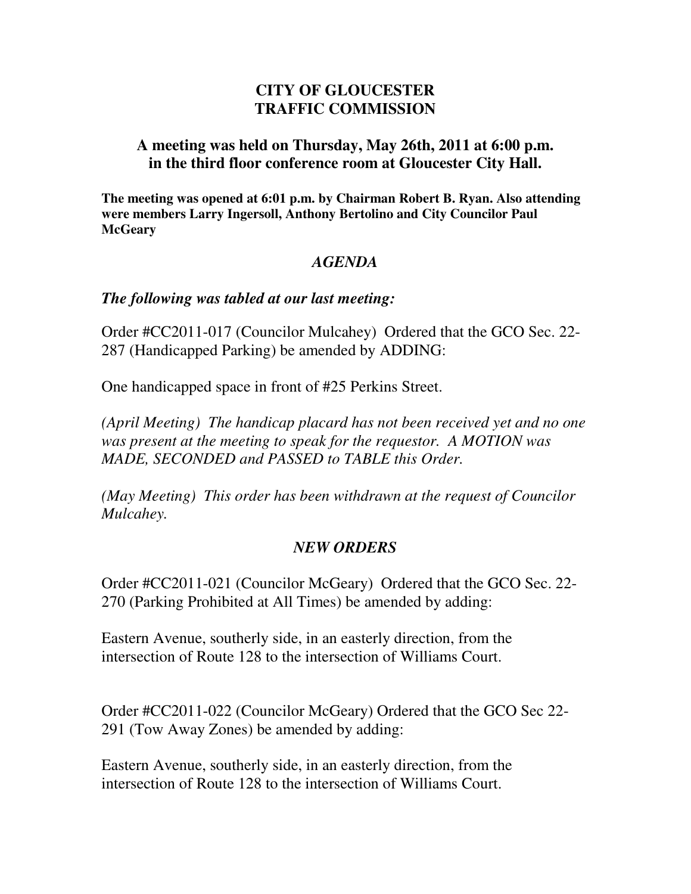# CITY OF GLOUCESTER
# TRAFFIC COMMISSION

## A meeting was held on Thursday, May 26th, 2011 at 6:00 p.m. in the third floor conference room at Gloucester City Hall.

**The meeting was opened at 6:01 p.m. by Chairman Robert B. Ryan. Also attending were members Larry Ingersoll, Anthony Bertolino and City Councilor Paul McGeary**

### *AGENDA*

***The following was tabled at our last meeting:***

Order #CC2011-017 (Councilor Mulcahey) Ordered that the GCO Sec. 22-287 (Handicapped Parking) be amended by ADDING:

One handicapped space in front of #25 Perkins Street.

*(April Meeting) The handicap placard has not been received yet and no one was present at the meeting to speak for the requestor. A MOTION was MADE, SECONDED and PASSED to TABLE this Order.*

*(May Meeting) This order has been withdrawn at the request of Councilor Mulcahey.*

### *NEW ORDERS*

Order #CC2011-021 (Councilor McGeary) Ordered that the GCO Sec. 22-270 (Parking Prohibited at All Times) be amended by adding:

Eastern Avenue, southerly side, in an easterly direction, from the intersection of Route 128 to the intersection of Williams Court.

Order #CC2011-022 (Councilor McGeary) Ordered that the GCO Sec 22-291 (Tow Away Zones) be amended by adding:

Eastern Avenue, southerly side, in an easterly direction, from the intersection of Route 128 to the intersection of Williams Court.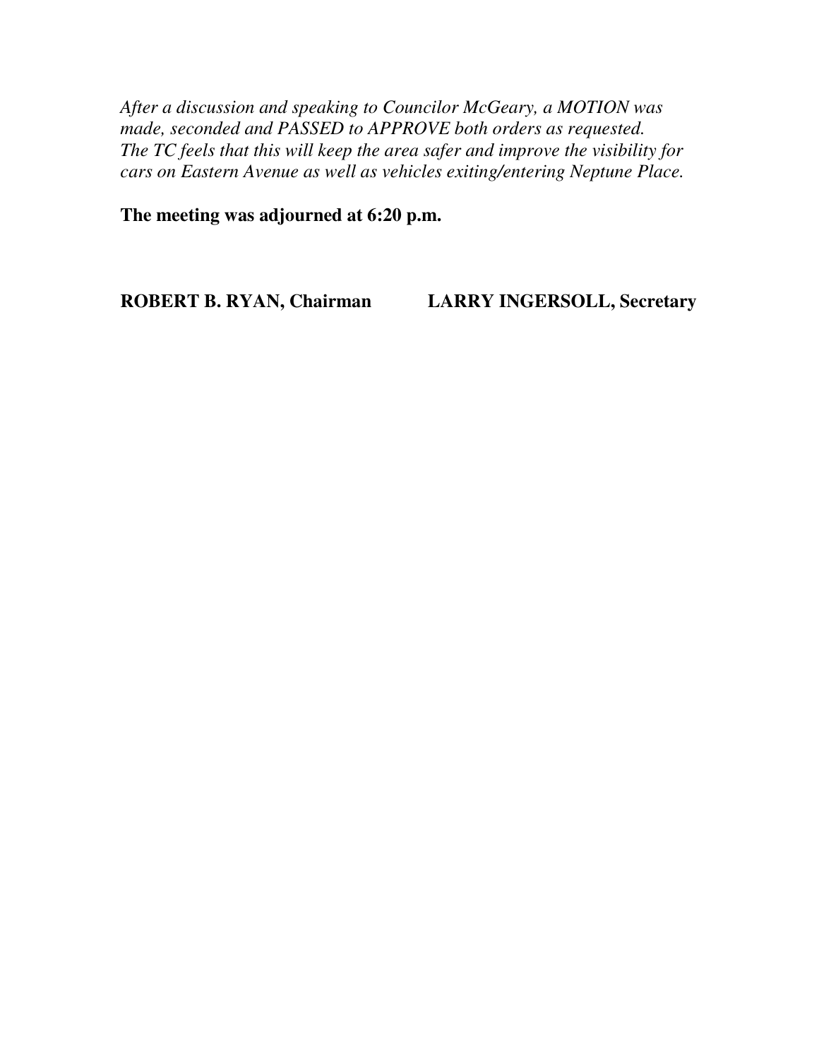*After a discussion and speaking to Councilor McGeary, a MOTION was made, seconded and PASSED to APPROVE both orders as requested. The TC feels that this will keep the area safer and improve the visibility for cars on Eastern Avenue as well as vehicles exiting/entering Neptune Place.*

**The meeting was adjourned at 6:20 p.m.**

**ROBERT B. RYAN, Chairman** **LARRY INGERSOLL, Secretary**